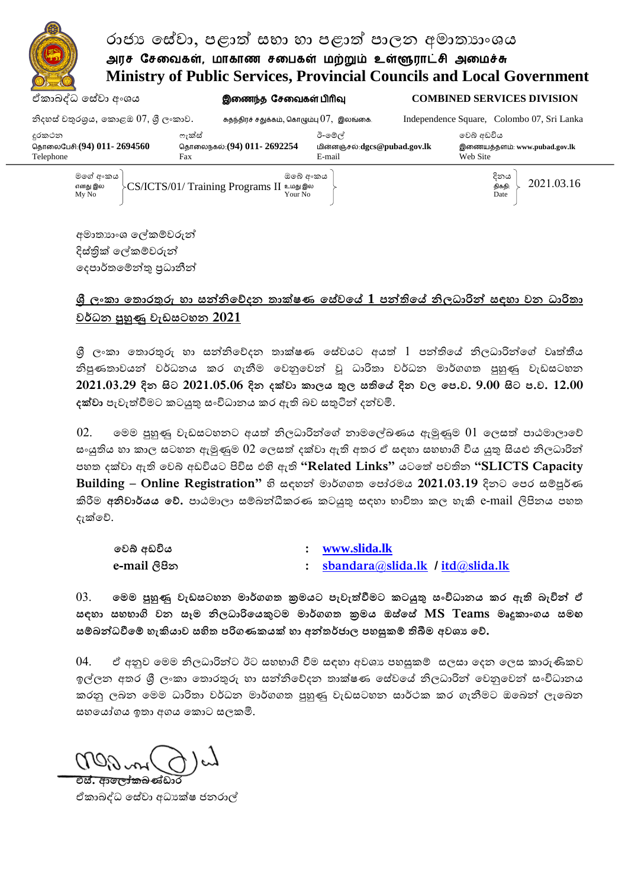# රාජ්‍ය සේවා, පළාත් සභා හා පළාත් පාලන අමාත්‍යාංශය
## அரச சேவைகள், மாகாண சபைகள் மற்றும் உள்ளூராட்சி அமைச்சு
## Ministry of Public Services, Provincial Councils and Local Government

ඒකාබද්ධ සේවා අංශය | இணைந்த சேவைகள் பிரிவு | **COMBINED SERVICES DIVISION**

නිදහස් චතුරශ්‍රය, කොළඹ 07, ශ්‍රී ලංකාව. | சுதந்திரச் சதுக்கம், கொழும்பு 07, இலங்கை. | Independence Square, Colombo 07, Sri Lanka

| දුරකථන / தொலைபேசி / Telephone | ෆැක්ස් / தொலைநகல் / Fax | ඊ-මේල් / மின்னஞ்சல் / E-mail | වෙබ් අඩවිය / இணையத்தளம் / Web Site |
|---|---|---|---|
| **(94) 011- 2694560** | **(94) 011- 2692254** | **dgcs@pubad.gov.lk** | **www.pubad.gov.lk** |

| මගේ අංකය / எனது இல / My No | ඔබේ අංකය / உமது இல / Your No | දිනය / திகதி / Date |
|---|---|---|
| CS/ICTS/01/ Training Programs II | | 2021.03.16 |

අමාත්‍යාංශ ලේකම්වරුන්
දිස්ත්‍රික් ලේකම්වරුන්
දෙපාර්තමේන්තු ප්‍රධානීන්

**<u>ශ්‍රී ලංකා තොරතුරු හා සන්නිවේදන තාක්ෂණ සේවයේ 1 පන්තියේ නිලධාරින් සඳහා වන ධාරිතා වර්ධන පුහුණු වැඩසටහන 2021</u>**

ශ්‍රී ලංකා තොරතුරු හා සන්නිවේදන තාක්ෂණ සේවයට අයත් 1 පන්තියේ නිලධාරින්ගේ වෘත්තීය නිපුණතාවයන් වර්ධනය කර ගැනීම වෙනුවෙන් වූ ධාරිතා වර්ධන මාර්ගගත පුහුණු වැඩසටහන **2021.03.29 දින සිට 2021.05.06 දින දක්වා කාලය තුල සතියේ දින වල පෙ.ව. 9.00 සිට ප.ව. 12.00 දක්වා** පැවැත්වීමට කටයුතු සංවිධානය කර ඇති බව සතුටින් දන්වමි.

02. මෙම පුහුණු වැඩසටහනට අයත් නිලධාරින්ගේ නාමලේඛණය ඇමුණුම 01 ලෙසත් පාඨමාලාවේ සංයුතිය හා කාල සටහන ඇමුණුම 02 ලෙසත් දක්වා ඇති අතර ඒ සඳහා සහභාගි විය යුතු සියළු නිලධාරින් පහත දක්වා ඇති වෙබ් අඩවියට පිවිස එහි ඇති **"Related Links"** යටතේ පවතින **"SLICTS Capacity Building – Online Registration"** හි සඳහන් මාර්ගගත පෝරමය **2021.03.19** දිනට පෙර සම්පූර්ණ කිරීම **අනිවාර්යය වේ.** පාඨමාලා සම්බන්ධීකරණ කටයුතු සඳහා භාවිතා කල හැකි e-mail ලිපිනය පහත දැක්වේ.

| | | |
|---|---|---|
| **වෙබ් අඩවිය** | : | www.slida.lk |
| **e-mail ලිපින** | : | sbandara@slida.lk / itd@slida.lk |

03. **මෙම පුහුණු වැඩසටහන මාර්ගගත ක්‍රමයට පැවැත්වීමට කටයුතු සංවිධානය කර ඇති බැවින් ඒ සඳහා සහභාගි වන සෑම නිලධාරියෙකුටම මාර්ගගත ක්‍රමය ඔස්සේ MS Teams මෘදුකාංගය සමඟ සම්බන්ධවීමේ හැකියාව සහිත පරිගණකයක් හා අන්තර්ජාල පහසුකම් තිබීම අවශ්‍ය වේ.**

04. ඒ අනුව මෙම නිලධාරින්ට ඊට සහභාගි වීම සඳහා අවශ්‍ය පහසුකම් සලසා දෙන ලෙස කාරුණිකව ඉල්ලන අතර ශ්‍රී ලංකා තොරතුරු හා සන්නිවේදන තාක්ෂණ සේවයේ නිලධාරින් වෙනුවෙන් සංවිධානය කරනු ලබන මෙම ධාරිතා වර්ධන මාර්ගගත පුහුණු වැඩසටහන සාර්ථක කර ගැනීමට ඔබෙන් ලැබෙන සහයෝගය ඉතා අගය කොට සලකමි.

එස්. ආලෝකබණ්ඩාර
ඒකාබද්ධ සේවා අධ්‍යක්ෂ ජනරාල්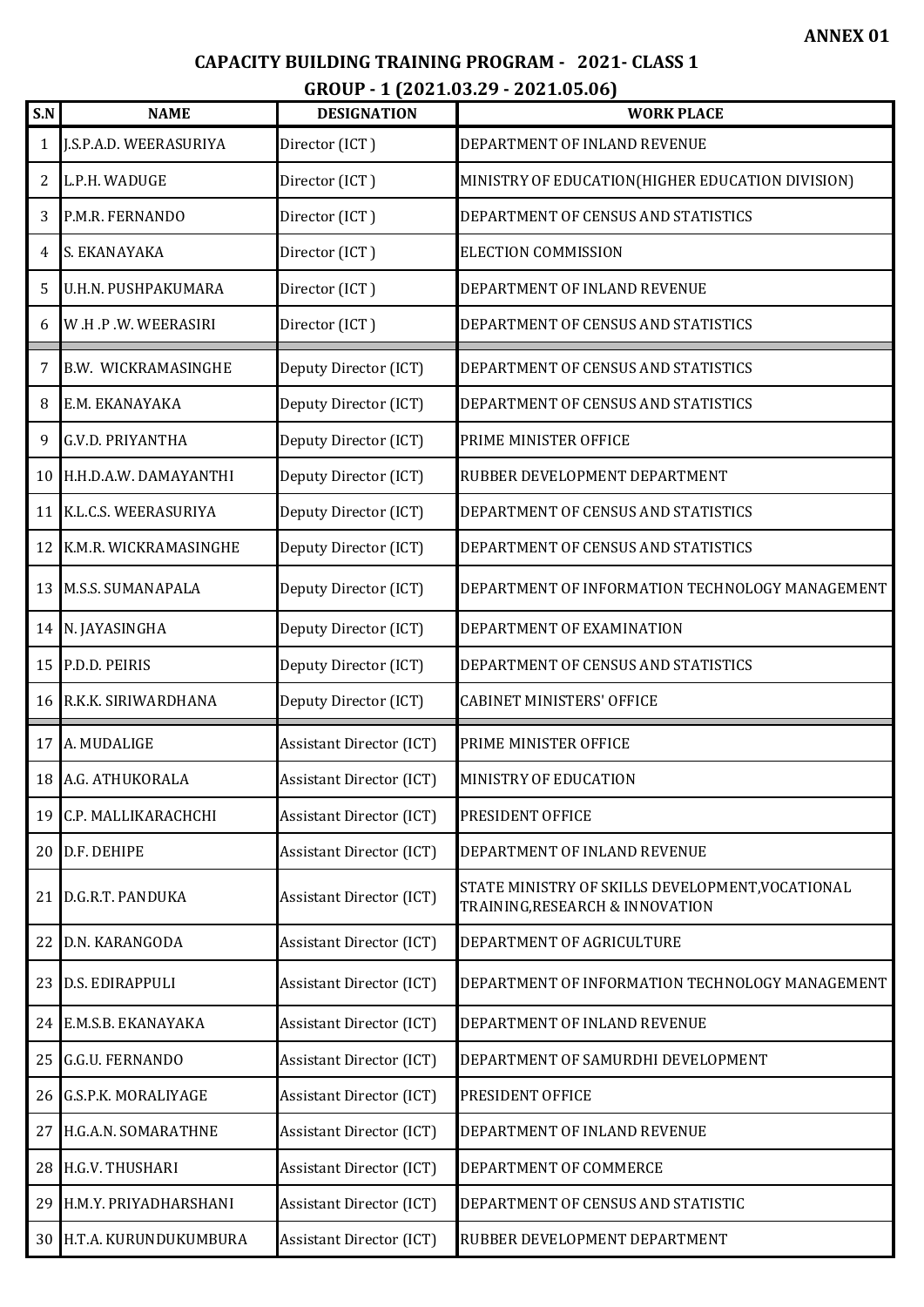**ANNEX 01**

## CAPACITY BUILDING TRAINING PROGRAM - 2021- CLASS 1

### GROUP - 1 (2021.03.29 - 2021.05.06)

| S.N | NAME | DESIGNATION | WORK PLACE |
|---|---|---|---|
| 1 | J.S.P.A.D. WEERASURIYA | Director (ICT ) | DEPARTMENT OF INLAND REVENUE |
| 2 | L.P.H. WADUGE | Director (ICT ) | MINISTRY OF EDUCATION(HIGHER EDUCATION DIVISION) |
| 3 | P.M.R. FERNANDO | Director (ICT ) | DEPARTMENT OF CENSUS AND STATISTICS |
| 4 | S. EKANAYAKA | Director (ICT ) | ELECTION COMMISSION |
| 5 | U.H.N. PUSHPAKUMARA | Director (ICT ) | DEPARTMENT OF INLAND REVENUE |
| 6 | W .H .P .W. WEERASIRI | Director (ICT ) | DEPARTMENT OF CENSUS AND STATISTICS |
| 7 | B.W. WICKRAMASINGHE | Deputy Director (ICT) | DEPARTMENT OF CENSUS AND STATISTICS |
| 8 | E.M. EKANAYAKA | Deputy Director (ICT) | DEPARTMENT OF CENSUS AND STATISTICS |
| 9 | G.V.D. PRIYANTHA | Deputy Director (ICT) | PRIME MINISTER OFFICE |
| 10 | H.H.D.A.W. DAMAYANTHI | Deputy Director (ICT) | RUBBER DEVELOPMENT DEPARTMENT |
| 11 | K.L.C.S. WEERASURIYA | Deputy Director (ICT) | DEPARTMENT OF CENSUS AND STATISTICS |
| 12 | K.M.R. WICKRAMASINGHE | Deputy Director (ICT) | DEPARTMENT OF CENSUS AND STATISTICS |
| 13 | M.S.S. SUMANAPALA | Deputy Director (ICT) | DEPARTMENT OF INFORMATION TECHNOLOGY MANAGEMENT |
| 14 | N. JAYASINGHA | Deputy Director (ICT) | DEPARTMENT OF EXAMINATION |
| 15 | P.D.D. PEIRIS | Deputy Director (ICT) | DEPARTMENT OF CENSUS AND STATISTICS |
| 16 | R.K.K. SIRIWARDHANA | Deputy Director (ICT) | CABINET MINISTERS' OFFICE |
| 17 | A. MUDALIGE | Assistant Director (ICT) | PRIME MINISTER OFFICE |
| 18 | A.G. ATHUKORALA | Assistant Director (ICT) | MINISTRY OF EDUCATION |
| 19 | C.P. MALLIKARACHCHI | Assistant Director (ICT) | PRESIDENT OFFICE |
| 20 | D.F. DEHIPE | Assistant Director (ICT) | DEPARTMENT OF INLAND REVENUE |
| 21 | D.G.R.T. PANDUKA | Assistant Director (ICT) | STATE MINISTRY OF SKILLS DEVELOPMENT,VOCATIONAL TRAINING,RESEARCH & INNOVATION |
| 22 | D.N. KARANGODA | Assistant Director (ICT) | DEPARTMENT OF AGRICULTURE |
| 23 | D.S. EDIRAPPULI | Assistant Director (ICT) | DEPARTMENT OF INFORMATION TECHNOLOGY MANAGEMENT |
| 24 | E.M.S.B. EKANAYAKA | Assistant Director (ICT) | DEPARTMENT OF INLAND REVENUE |
| 25 | G.G.U. FERNANDO | Assistant Director (ICT) | DEPARTMENT OF SAMURDHI DEVELOPMENT |
| 26 | G.S.P.K. MORALIYAGE | Assistant Director (ICT) | PRESIDENT OFFICE |
| 27 | H.G.A.N. SOMARATHNE | Assistant Director (ICT) | DEPARTMENT OF INLAND REVENUE |
| 28 | H.G.V. THUSHARI | Assistant Director (ICT) | DEPARTMENT OF COMMERCE |
| 29 | H.M.Y. PRIYADHARSHANI | Assistant Director (ICT) | DEPARTMENT OF CENSUS AND STATISTIC |
| 30 | H.T.A. KURUNDUKUMBURA | Assistant Director (ICT) | RUBBER DEVELOPMENT DEPARTMENT |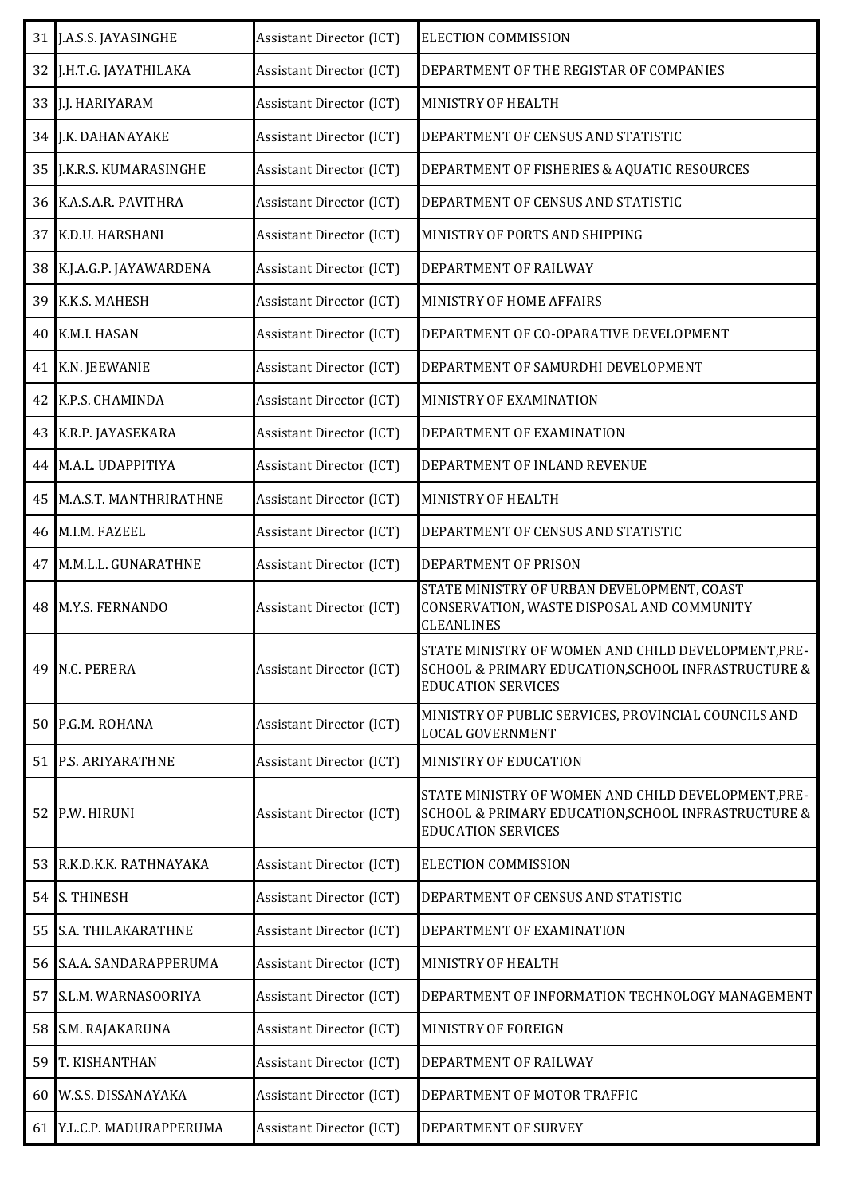| 31 | J.A.S.S. JAYASINGHE | Assistant Director (ICT) | ELECTION COMMISSION |
|---|---|---|---|
| 32 | J.H.T.G. JAYATHILAKA | Assistant Director (ICT) | DEPARTMENT OF THE REGISTAR OF COMPANIES |
| 33 | J.J. HARIYARAM | Assistant Director (ICT) | MINISTRY OF HEALTH |
| 34 | J.K. DAHANAYAKE | Assistant Director (ICT) | DEPARTMENT OF CENSUS AND STATISTIC |
| 35 | J.K.R.S. KUMARASINGHE | Assistant Director (ICT) | DEPARTMENT OF FISHERIES & AQUATIC RESOURCES |
| 36 | K.A.S.A.R. PAVITHRA | Assistant Director (ICT) | DEPARTMENT OF CENSUS AND STATISTIC |
| 37 | K.D.U. HARSHANI | Assistant Director (ICT) | MINISTRY OF PORTS AND SHIPPING |
| 38 | K.J.A.G.P. JAYAWARDENA | Assistant Director (ICT) | DEPARTMENT OF RAILWAY |
| 39 | K.K.S. MAHESH | Assistant Director (ICT) | MINISTRY OF HOME AFFAIRS |
| 40 | K.M.I. HASAN | Assistant Director (ICT) | DEPARTMENT OF CO-OPARATIVE DEVELOPMENT |
| 41 | K.N. JEEWANIE | Assistant Director (ICT) | DEPARTMENT OF SAMURDHI DEVELOPMENT |
| 42 | K.P.S. CHAMINDA | Assistant Director (ICT) | MINISTRY OF EXAMINATION |
| 43 | K.R.P. JAYASEKARA | Assistant Director (ICT) | DEPARTMENT OF EXAMINATION |
| 44 | M.A.L. UDAPPITIYA | Assistant Director (ICT) | DEPARTMENT OF INLAND REVENUE |
| 45 | M.A.S.T. MANTHRIRATHNE | Assistant Director (ICT) | MINISTRY OF HEALTH |
| 46 | M.I.M. FAZEEL | Assistant Director (ICT) | DEPARTMENT OF CENSUS AND STATISTIC |
| 47 | M.M.L.L. GUNARATHNE | Assistant Director (ICT) | DEPARTMENT OF PRISON |
| 48 | M.Y.S. FERNANDO | Assistant Director (ICT) | STATE MINISTRY OF URBAN DEVELOPMENT, COAST CONSERVATION, WASTE DISPOSAL AND COMMUNITY CLEANLINES |
| 49 | N.C. PERERA | Assistant Director (ICT) | STATE MINISTRY OF WOMEN AND CHILD DEVELOPMENT,PRE-SCHOOL & PRIMARY EDUCATION,SCHOOL INFRASTRUCTURE & EDUCATION SERVICES |
| 50 | P.G.M. ROHANA | Assistant Director (ICT) | MINISTRY OF PUBLIC SERVICES, PROVINCIAL COUNCILS AND LOCAL GOVERNMENT |
| 51 | P.S. ARIYARATHNE | Assistant Director (ICT) | MINISTRY OF EDUCATION |
| 52 | P.W. HIRUNI | Assistant Director (ICT) | STATE MINISTRY OF WOMEN AND CHILD DEVELOPMENT,PRE-SCHOOL & PRIMARY EDUCATION,SCHOOL INFRASTRUCTURE & EDUCATION SERVICES |
| 53 | R.K.D.K.K. RATHNAYAKA | Assistant Director (ICT) | ELECTION COMMISSION |
| 54 | S. THINESH | Assistant Director (ICT) | DEPARTMENT OF CENSUS AND STATISTIC |
| 55 | S.A. THILAKARATHNE | Assistant Director (ICT) | DEPARTMENT OF EXAMINATION |
| 56 | S.A.A. SANDARAPPERUMA | Assistant Director (ICT) | MINISTRY OF HEALTH |
| 57 | S.L.M. WARNASOORIYA | Assistant Director (ICT) | DEPARTMENT OF INFORMATION TECHNOLOGY MANAGEMENT |
| 58 | S.M. RAJAKARUNA | Assistant Director (ICT) | MINISTRY OF FOREIGN |
| 59 | T. KISHANTHAN | Assistant Director (ICT) | DEPARTMENT OF RAILWAY |
| 60 | W.S.S. DISSANAYAKA | Assistant Director (ICT) | DEPARTMENT OF MOTOR TRAFFIC |
| 61 | Y.L.C.P. MADURAPPERUMA | Assistant Director (ICT) | DEPARTMENT OF SURVEY |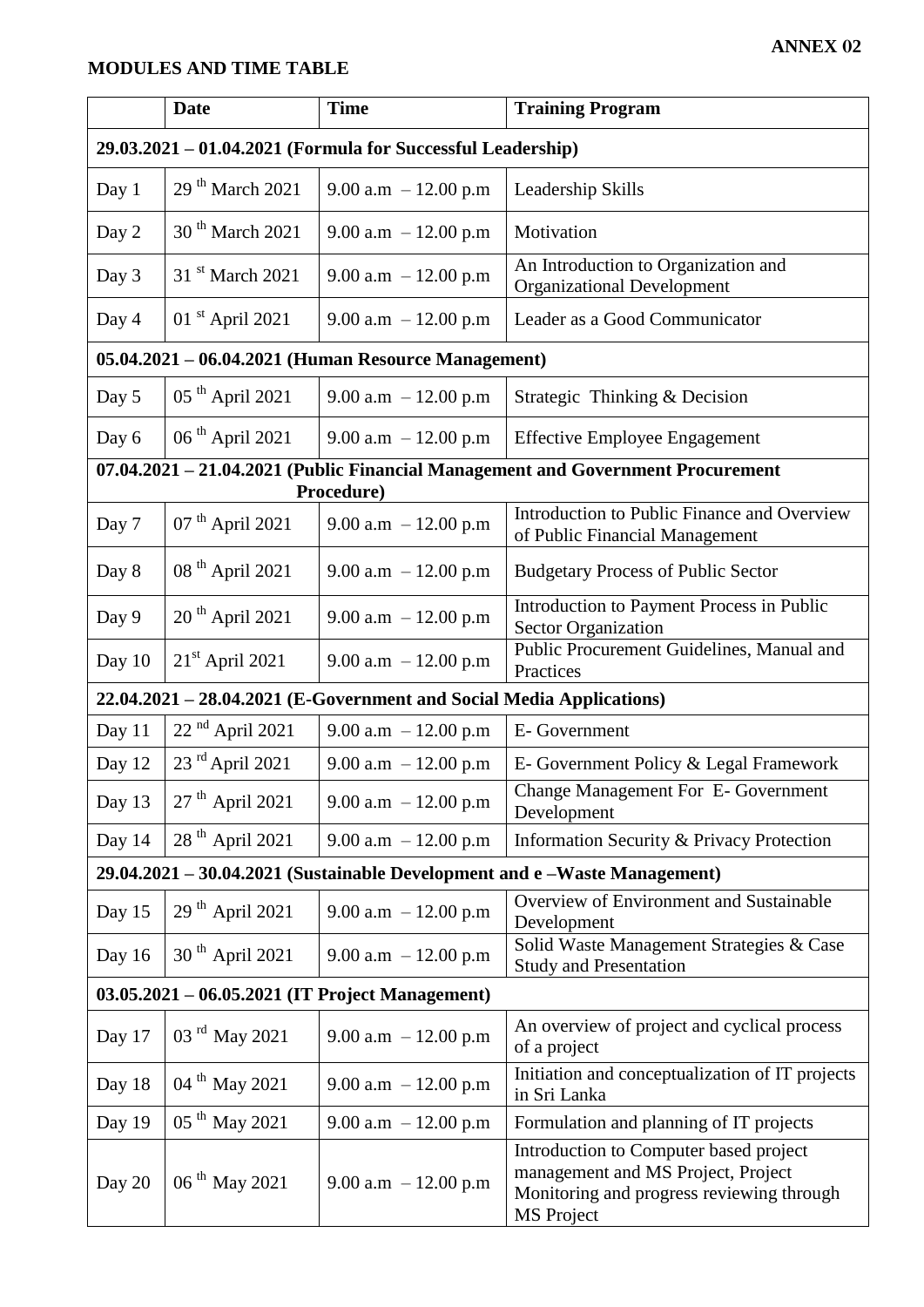**ANNEX 02**

**MODULES AND TIME TABLE**

| | Date | Time | Training Program |
|---|---|---|---|
| **29.03.2021 – 01.04.2021 (Formula for Successful Leadership)** | | | |
| Day 1 | 29 th March 2021 | 9.00 a.m – 12.00 p.m | Leadership Skills |
| Day 2 | 30 th March 2021 | 9.00 a.m – 12.00 p.m | Motivation |
| Day 3 | 31 st March 2021 | 9.00 a.m – 12.00 p.m | An Introduction to Organization and Organizational Development |
| Day 4 | 01 st April 2021 | 9.00 a.m – 12.00 p.m | Leader as a Good Communicator |
| **05.04.2021 – 06.04.2021 (Human Resource Management)** | | | |
| Day 5 | 05 th April 2021 | 9.00 a.m – 12.00 p.m | Strategic Thinking & Decision |
| Day 6 | 06 th April 2021 | 9.00 a.m – 12.00 p.m | Effective Employee Engagement |
| **07.04.2021 – 21.04.2021 (Public Financial Management and Government Procurement Procedure)** | | | |
| Day 7 | 07 th April 2021 | 9.00 a.m – 12.00 p.m | Introduction to Public Finance and Overview of Public Financial Management |
| Day 8 | 08 th April 2021 | 9.00 a.m – 12.00 p.m | Budgetary Process of Public Sector |
| Day 9 | 20 th April 2021 | 9.00 a.m – 12.00 p.m | Introduction to Payment Process in Public Sector Organization |
| Day 10 | 21st April 2021 | 9.00 a.m – 12.00 p.m | Public Procurement Guidelines, Manual and Practices |
| **22.04.2021 – 28.04.2021 (E-Government and Social Media Applications)** | | | |
| Day 11 | 22 nd April 2021 | 9.00 a.m – 12.00 p.m | E- Government |
| Day 12 | 23 rd April 2021 | 9.00 a.m – 12.00 p.m | E- Government Policy & Legal Framework |
| Day 13 | 27 th April 2021 | 9.00 a.m – 12.00 p.m | Change Management For E- Government Development |
| Day 14 | 28 th April 2021 | 9.00 a.m – 12.00 p.m | Information Security & Privacy Protection |
| **29.04.2021 – 30.04.2021 (Sustainable Development and e –Waste Management)** | | | |
| Day 15 | 29 th April 2021 | 9.00 a.m – 12.00 p.m | Overview of Environment and Sustainable Development |
| Day 16 | 30 th April 2021 | 9.00 a.m – 12.00 p.m | Solid Waste Management Strategies & Case Study and Presentation |
| **03.05.2021 – 06.05.2021 (IT Project Management)** | | | |
| Day 17 | 03 rd May 2021 | 9.00 a.m – 12.00 p.m | An overview of project and cyclical process of a project |
| Day 18 | 04 th May 2021 | 9.00 a.m – 12.00 p.m | Initiation and conceptualization of IT projects in Sri Lanka |
| Day 19 | 05 th May 2021 | 9.00 a.m – 12.00 p.m | Formulation and planning of IT projects |
| Day 20 | 06 th May 2021 | 9.00 a.m – 12.00 p.m | Introduction to Computer based project management and MS Project, Project Monitoring and progress reviewing through MS Project |